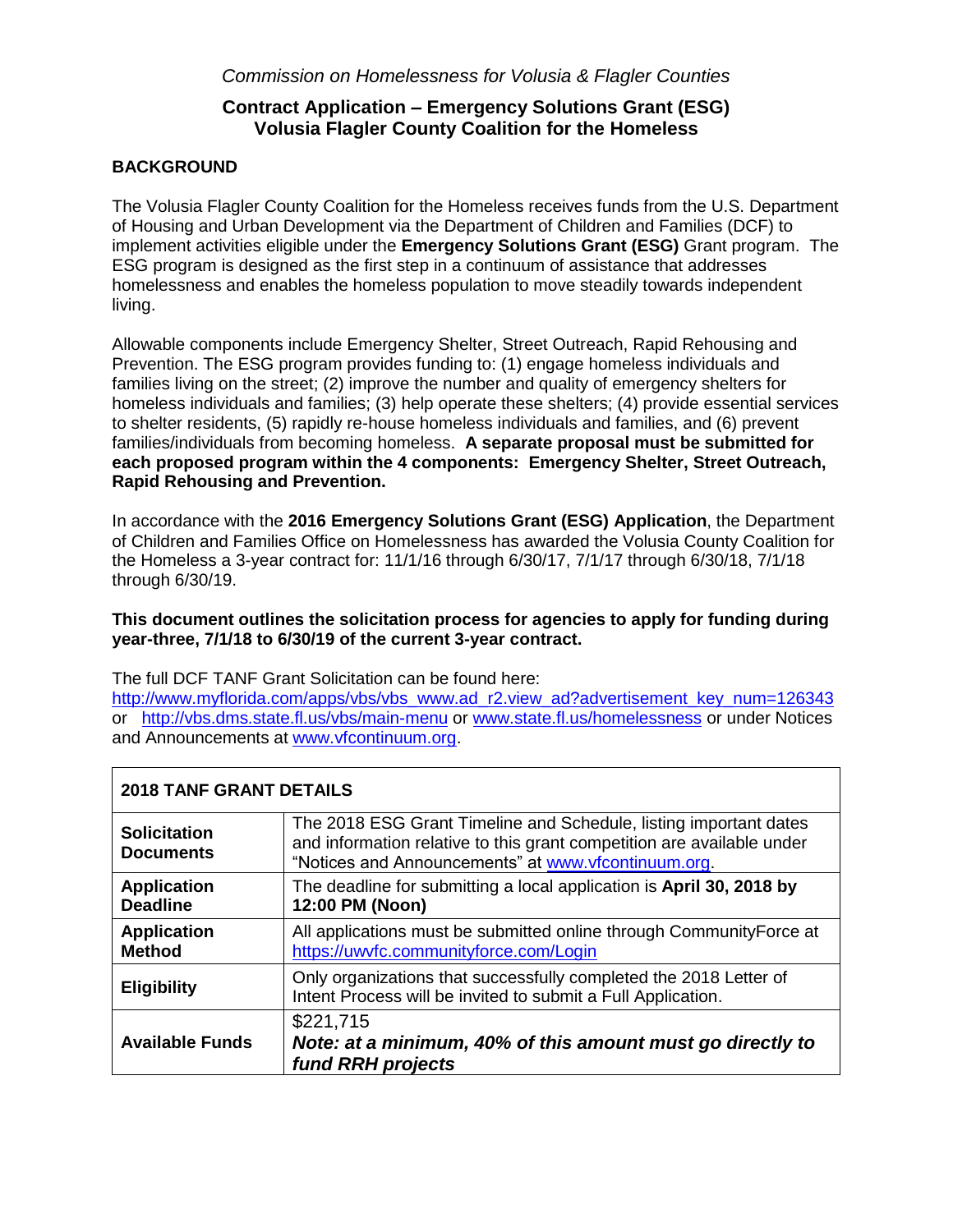*Commission on Homelessness for Volusia & Flagler Counties*

## Contract Application – Emergency Solutions Grant (ESG)
## Volusia Flagler County Coalition for the Homeless

### BACKGROUND

The Volusia Flagler County Coalition for the Homeless receives funds from the U.S. Department of Housing and Urban Development via the Department of Children and Families (DCF) to implement activities eligible under the **Emergency Solutions Grant (ESG)** Grant program. The ESG program is designed as the first step in a continuum of assistance that addresses homelessness and enables the homeless population to move steadily towards independent living.

Allowable components include Emergency Shelter, Street Outreach, Rapid Rehousing and Prevention. The ESG program provides funding to: (1) engage homeless individuals and families living on the street; (2) improve the number and quality of emergency shelters for homeless individuals and families; (3) help operate these shelters; (4) provide essential services to shelter residents, (5) rapidly re-house homeless individuals and families, and (6) prevent families/individuals from becoming homeless. **A separate proposal must be submitted for each proposed program within the 4 components: Emergency Shelter, Street Outreach, Rapid Rehousing and Prevention.**

In accordance with the **2016 Emergency Solutions Grant (ESG) Application**, the Department of Children and Families Office on Homelessness has awarded the Volusia County Coalition for the Homeless a 3-year contract for: 11/1/16 through 6/30/17, 7/1/17 through 6/30/18, 7/1/18 through 6/30/19.

**This document outlines the solicitation process for agencies to apply for funding during year-three, 7/1/18 to 6/30/19 of the current 3-year contract.**

The full DCF TANF Grant Solicitation can be found here: http://www.myflorida.com/apps/vbs/vbs_www.ad_r2.view_ad?advertisement_key_num=126343 or http://vbs.dms.state.fl.us/vbs/main-menu or www.state.fl.us/homelessness or under Notices and Announcements at www.vfcontinuum.org.

| **2018 TANF GRANT DETAILS** | |
|---|---|
| **Solicitation Documents** | The 2018 ESG Grant Timeline and Schedule, listing important dates and information relative to this grant competition are available under "Notices and Announcements" at www.vfcontinuum.org. |
| **Application Deadline** | The deadline for submitting a local application is **April 30, 2018 by 12:00 PM (Noon)** |
| **Application Method** | All applications must be submitted online through CommunityForce at https://uwvfc.communityforce.com/Login |
| **Eligibility** | Only organizations that successfully completed the 2018 Letter of Intent Process will be invited to submit a Full Application. |
| **Available Funds** | $221,715 ***Note: at a minimum, 40% of this amount must go directly to fund RRH projects*** |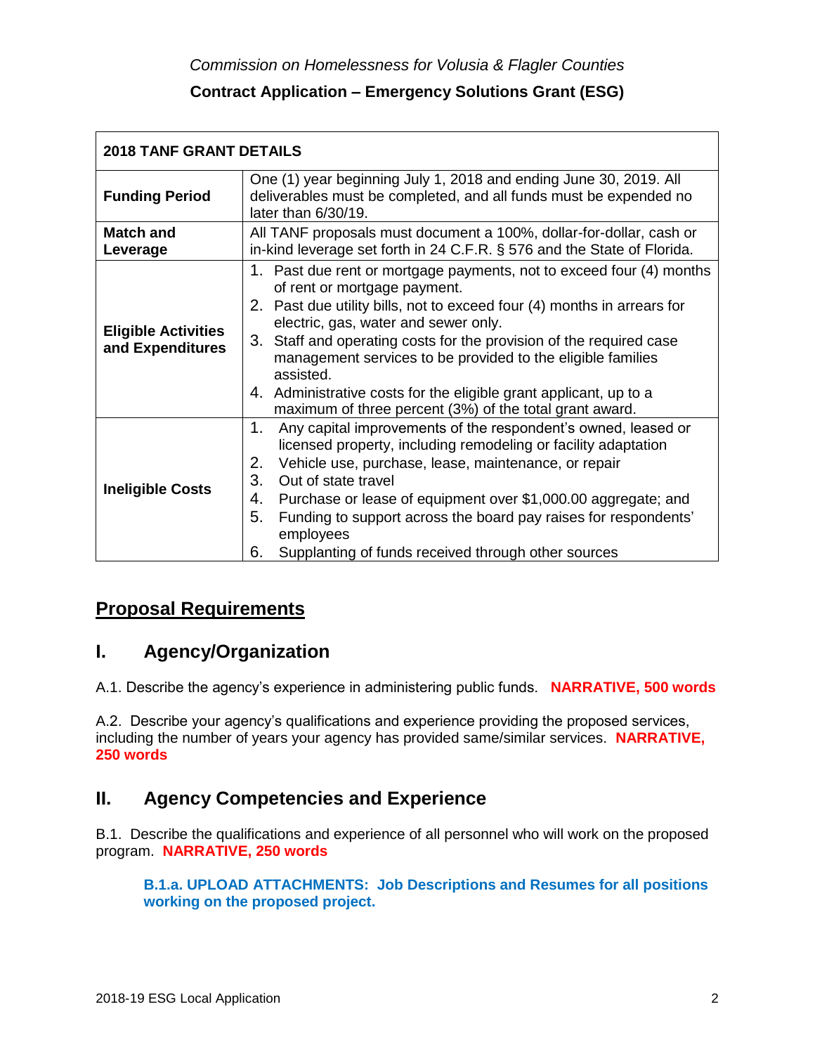*Commission on Homelessness for Volusia & Flagler Counties*

**Contract Application – Emergency Solutions Grant (ESG)**

| **2018 TANF GRANT DETAILS** | |
|---|---|
| **Funding Period** | One (1) year beginning July 1, 2018 and ending June 30, 2019. All deliverables must be completed, and all funds must be expended no later than 6/30/19. |
| **Match and Leverage** | All TANF proposals must document a 100%, dollar-for-dollar, cash or in-kind leverage set forth in 24 C.F.R. § 576 and the State of Florida. |
| **Eligible Activities and Expenditures** | 1. Past due rent or mortgage payments, not to exceed four (4) months of rent or mortgage payment.<br>2. Past due utility bills, not to exceed four (4) months in arrears for electric, gas, water and sewer only.<br>3. Staff and operating costs for the provision of the required case management services to be provided to the eligible families assisted.<br>4. Administrative costs for the eligible grant applicant, up to a maximum of three percent (3%) of the total grant award. |
| **Ineligible Costs** | 1. Any capital improvements of the respondent's owned, leased or licensed property, including remodeling or facility adaptation<br>2. Vehicle use, purchase, lease, maintenance, or repair<br>3. Out of state travel<br>4. Purchase or lease of equipment over $1,000.00 aggregate; and<br>5. Funding to support across the board pay raises for respondents' employees<br>6. Supplanting of funds received through other sources |

## Proposal Requirements

## I. Agency/Organization

A.1. Describe the agency's experience in administering public funds. **NARRATIVE, 500 words**

A.2. Describe your agency's qualifications and experience providing the proposed services, including the number of years your agency has provided same/similar services. **NARRATIVE, 250 words**

## II. Agency Competencies and Experience

B.1. Describe the qualifications and experience of all personnel who will work on the proposed program. **NARRATIVE, 250 words**

> **B.1.a. UPLOAD ATTACHMENTS: Job Descriptions and Resumes for all positions working on the proposed project.**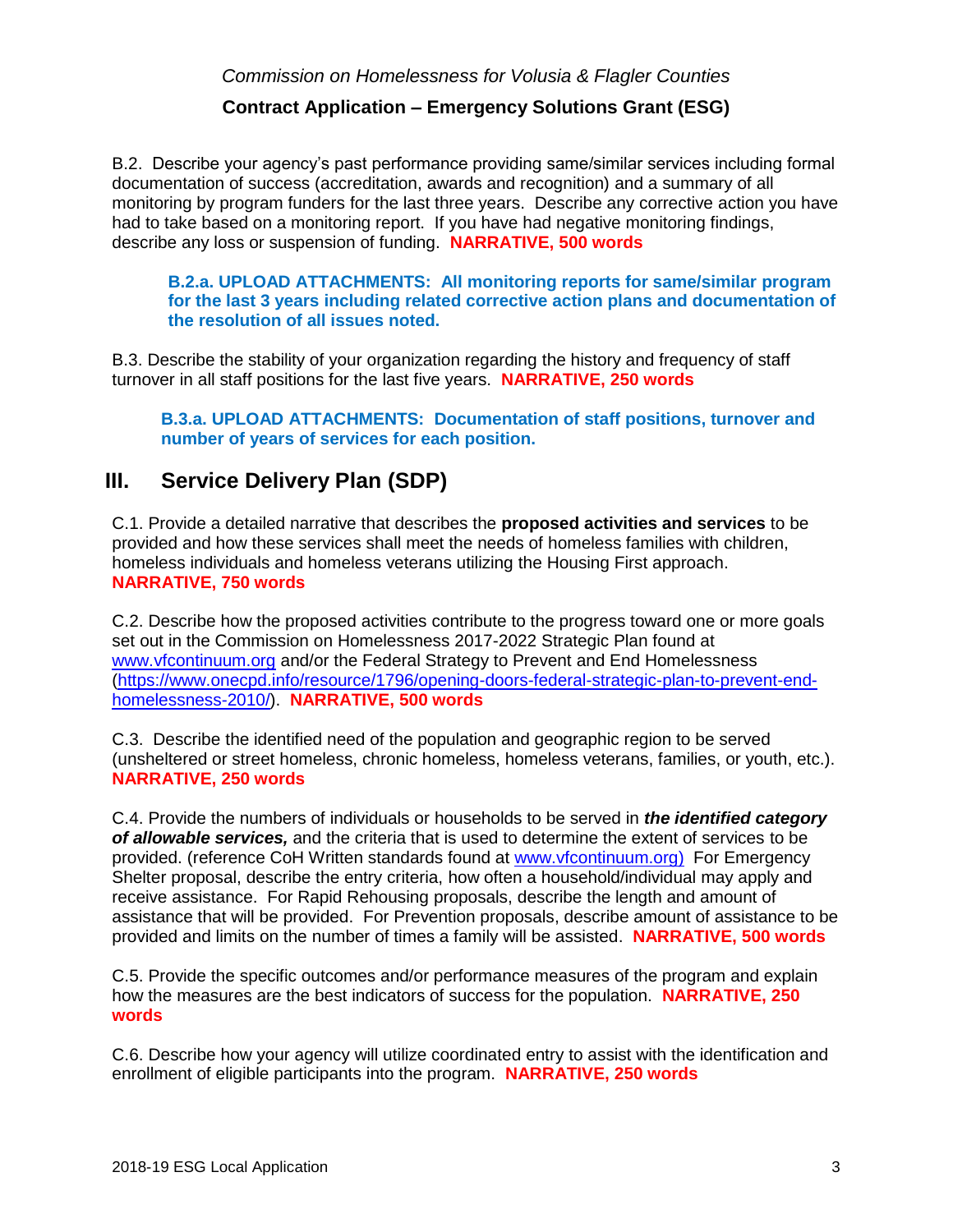B.2. Describe your agency's past performance providing same/similar services including formal documentation of success (accreditation, awards and recognition) and a summary of all monitoring by program funders for the last three years. Describe any corrective action you have had to take based on a monitoring report. If you have had negative monitoring findings, describe any loss or suspension of funding. **NARRATIVE, 500 words**

> **B.2.a. UPLOAD ATTACHMENTS: All monitoring reports for same/similar program for the last 3 years including related corrective action plans and documentation of the resolution of all issues noted.**

B.3. Describe the stability of your organization regarding the history and frequency of staff turnover in all staff positions for the last five years. **NARRATIVE, 250 words**

> **B.3.a. UPLOAD ATTACHMENTS: Documentation of staff positions, turnover and number of years of services for each position.**

## III. Service Delivery Plan (SDP)

C.1. Provide a detailed narrative that describes the **proposed activities and services** to be provided and how these services shall meet the needs of homeless families with children, homeless individuals and homeless veterans utilizing the Housing First approach. **NARRATIVE, 750 words**

C.2. Describe how the proposed activities contribute to the progress toward one or more goals set out in the Commission on Homelessness 2017-2022 Strategic Plan found at [www.vfcontinuum.org](http://www.vfcontinuum.org) and/or the Federal Strategy to Prevent and End Homelessness ([https://www.onecpd.info/resource/1796/opening-doors-federal-strategic-plan-to-prevent-end-homelessness-2010/](https://www.onecpd.info/resource/1796/opening-doors-federal-strategic-plan-to-prevent-end-homelessness-2010/)). **NARRATIVE, 500 words**

C.3. Describe the identified need of the population and geographic region to be served (unsheltered or street homeless, chronic homeless, homeless veterans, families, or youth, etc.). **NARRATIVE, 250 words**

C.4. Provide the numbers of individuals or households to be served in ***the identified category of allowable services,*** and the criteria that is used to determine the extent of services to be provided. (reference CoH Written standards found at [www.vfcontinuum.org)](http://www.vfcontinuum.org) For Emergency Shelter proposal, describe the entry criteria, how often a household/individual may apply and receive assistance. For Rapid Rehousing proposals, describe the length and amount of assistance that will be provided. For Prevention proposals, describe amount of assistance to be provided and limits on the number of times a family will be assisted. **NARRATIVE, 500 words**

C.5. Provide the specific outcomes and/or performance measures of the program and explain how the measures are the best indicators of success for the population. **NARRATIVE, 250 words**

C.6. Describe how your agency will utilize coordinated entry to assist with the identification and enrollment of eligible participants into the program. **NARRATIVE, 250 words**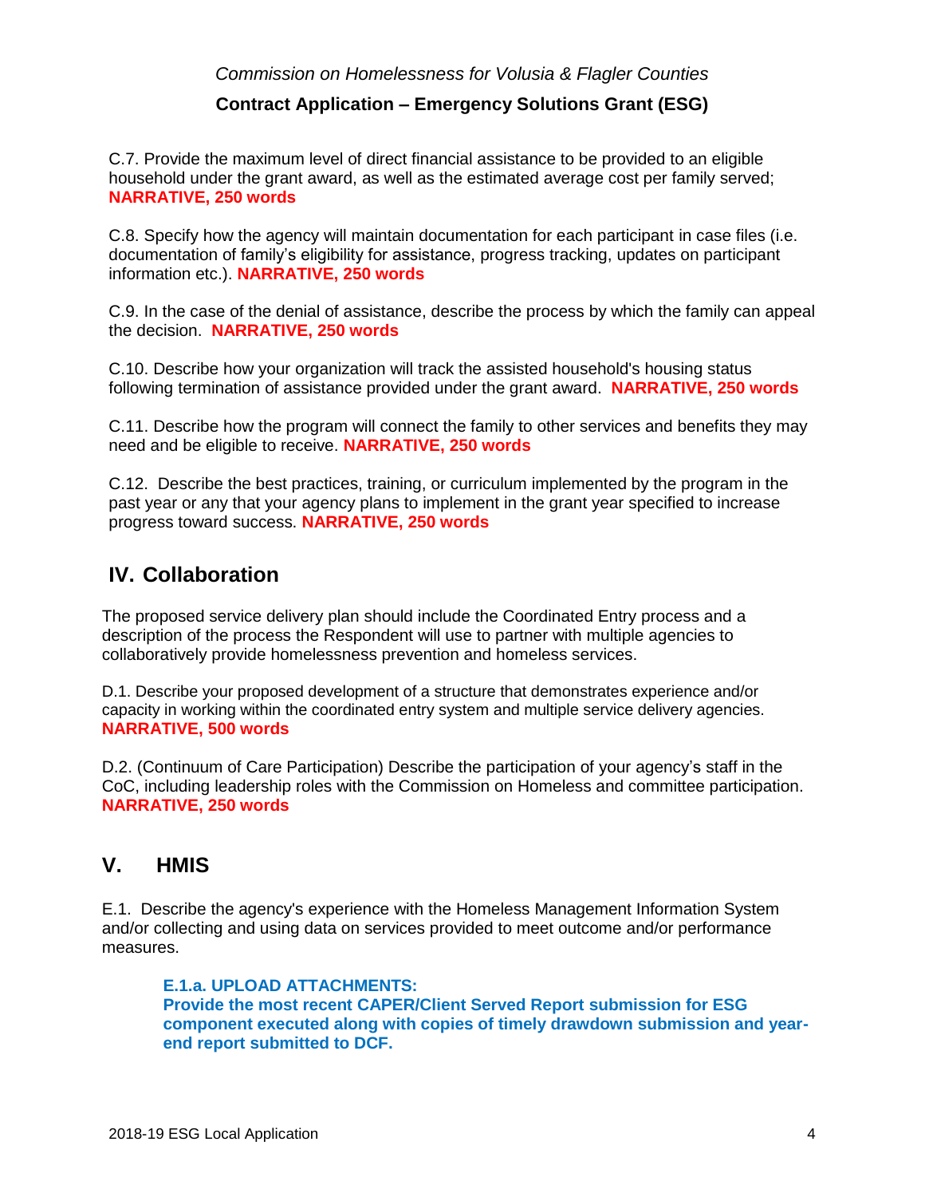C.7. Provide the maximum level of direct financial assistance to be provided to an eligible household under the grant award, as well as the estimated average cost per family served; **NARRATIVE, 250 words**

C.8. Specify how the agency will maintain documentation for each participant in case files (i.e. documentation of family's eligibility for assistance, progress tracking, updates on participant information etc.). **NARRATIVE, 250 words**

C.9. In the case of the denial of assistance, describe the process by which the family can appeal the decision. **NARRATIVE, 250 words**

C.10. Describe how your organization will track the assisted household's housing status following termination of assistance provided under the grant award. **NARRATIVE, 250 words**

C.11. Describe how the program will connect the family to other services and benefits they may need and be eligible to receive. **NARRATIVE, 250 words**

C.12. Describe the best practices, training, or curriculum implemented by the program in the past year or any that your agency plans to implement in the grant year specified to increase progress toward success. **NARRATIVE, 250 words**

## IV. Collaboration

The proposed service delivery plan should include the Coordinated Entry process and a description of the process the Respondent will use to partner with multiple agencies to collaboratively provide homelessness prevention and homeless services.

D.1. Describe your proposed development of a structure that demonstrates experience and/or capacity in working within the coordinated entry system and multiple service delivery agencies. **NARRATIVE, 500 words**

D.2. (Continuum of Care Participation) Describe the participation of your agency's staff in the CoC, including leadership roles with the Commission on Homeless and committee participation. **NARRATIVE, 250 words**

## V. HMIS

E.1. Describe the agency's experience with the Homeless Management Information System and/or collecting and using data on services provided to meet outcome and/or performance measures.

> **E.1.a. UPLOAD ATTACHMENTS:**
> **Provide the most recent CAPER/Client Served Report submission for ESG component executed along with copies of timely drawdown submission and year-end report submitted to DCF.**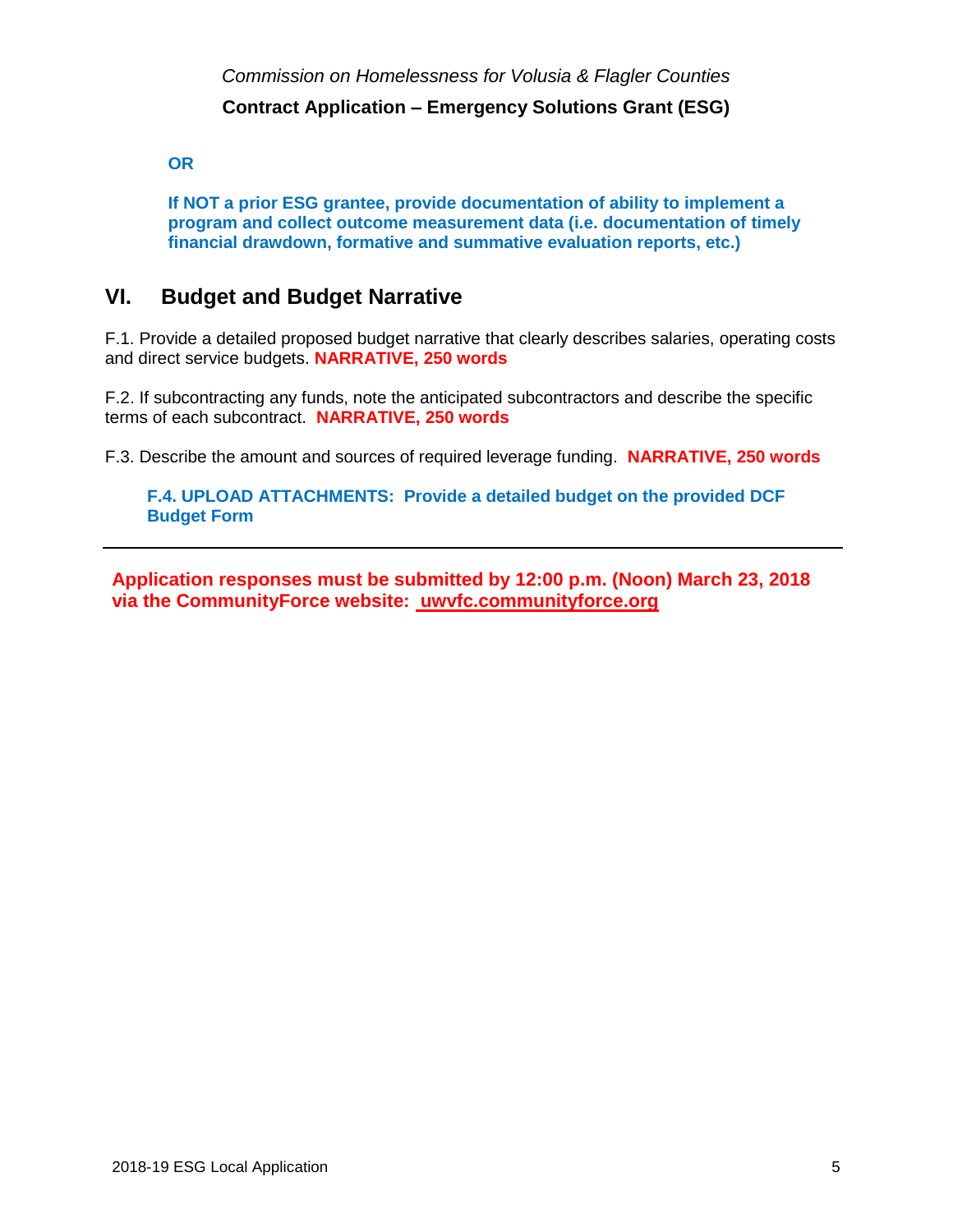**OR**

**If NOT a prior ESG grantee, provide documentation of ability to implement a program and collect outcome measurement data (i.e. documentation of timely financial drawdown, formative and summative evaluation reports, etc.)**

## VI. Budget and Budget Narrative

F.1. Provide a detailed proposed budget narrative that clearly describes salaries, operating costs and direct service budgets. **NARRATIVE, 250 words**

F.2. If subcontracting any funds, note the anticipated subcontractors and describe the specific terms of each subcontract. **NARRATIVE, 250 words**

F.3. Describe the amount and sources of required leverage funding. **NARRATIVE, 250 words**

**F.4. UPLOAD ATTACHMENTS: Provide a detailed budget on the provided DCF Budget Form**

---

**Application responses must be submitted by 12:00 p.m. (Noon) March 23, 2018 via the CommunityForce website: uwvfc.communityforce.org**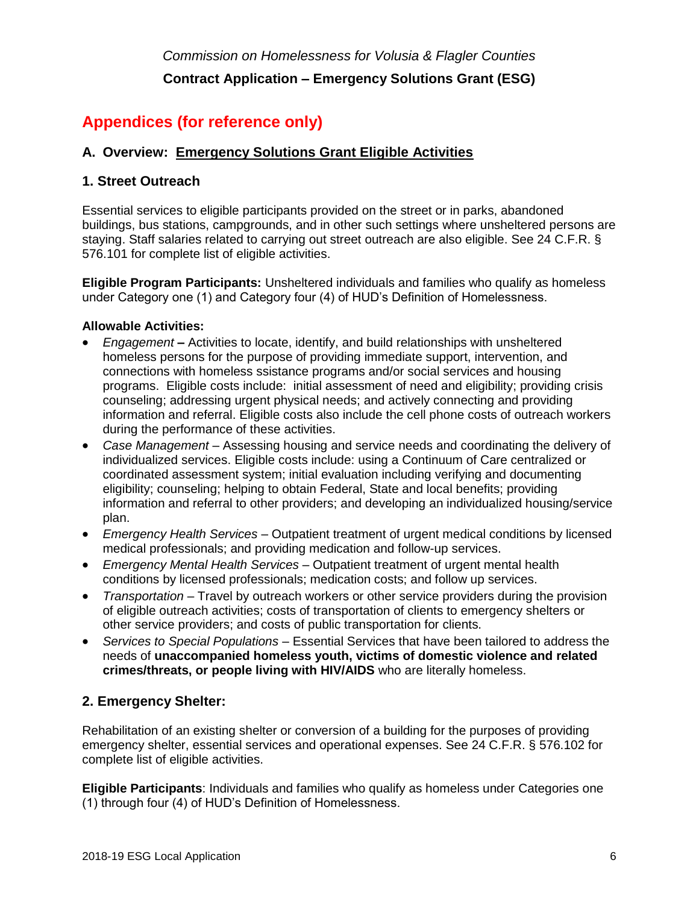*Commission on Homelessness for Volusia & Flagler Counties*

**Contract Application – Emergency Solutions Grant (ESG)**

# Appendices (for reference only)

## A. Overview: Emergency Solutions Grant Eligible Activities

### 1. Street Outreach

Essential services to eligible participants provided on the street or in parks, abandoned buildings, bus stations, campgrounds, and in other such settings where unsheltered persons are staying. Staff salaries related to carrying out street outreach are also eligible. See 24 C.F.R. § 576.101 for complete list of eligible activities.

**Eligible Program Participants:** Unsheltered individuals and families who qualify as homeless under Category one (1) and Category four (4) of HUD's Definition of Homelessness.

**Allowable Activities:**

- *Engagement* **–** Activities to locate, identify, and build relationships with unsheltered homeless persons for the purpose of providing immediate support, intervention, and connections with homeless ssistance programs and/or social services and housing programs. Eligible costs include: initial assessment of need and eligibility; providing crisis counseling; addressing urgent physical needs; and actively connecting and providing information and referral. Eligible costs also include the cell phone costs of outreach workers during the performance of these activities.
- *Case Management* – Assessing housing and service needs and coordinating the delivery of individualized services. Eligible costs include: using a Continuum of Care centralized or coordinated assessment system; initial evaluation including verifying and documenting eligibility; counseling; helping to obtain Federal, State and local benefits; providing information and referral to other providers; and developing an individualized housing/service plan.
- *Emergency Health Services* – Outpatient treatment of urgent medical conditions by licensed medical professionals; and providing medication and follow-up services.
- *Emergency Mental Health Services* – Outpatient treatment of urgent mental health conditions by licensed professionals; medication costs; and follow up services.
- *Transportation* – Travel by outreach workers or other service providers during the provision of eligible outreach activities; costs of transportation of clients to emergency shelters or other service providers; and costs of public transportation for clients.
- *Services to Special Populations* – Essential Services that have been tailored to address the needs of **unaccompanied homeless youth, victims of domestic violence and related crimes/threats, or people living with HIV/AIDS** who are literally homeless.

### 2. Emergency Shelter:

Rehabilitation of an existing shelter or conversion of a building for the purposes of providing emergency shelter, essential services and operational expenses. See 24 C.F.R. § 576.102 for complete list of eligible activities.

**Eligible Participants**: Individuals and families who qualify as homeless under Categories one (1) through four (4) of HUD's Definition of Homelessness.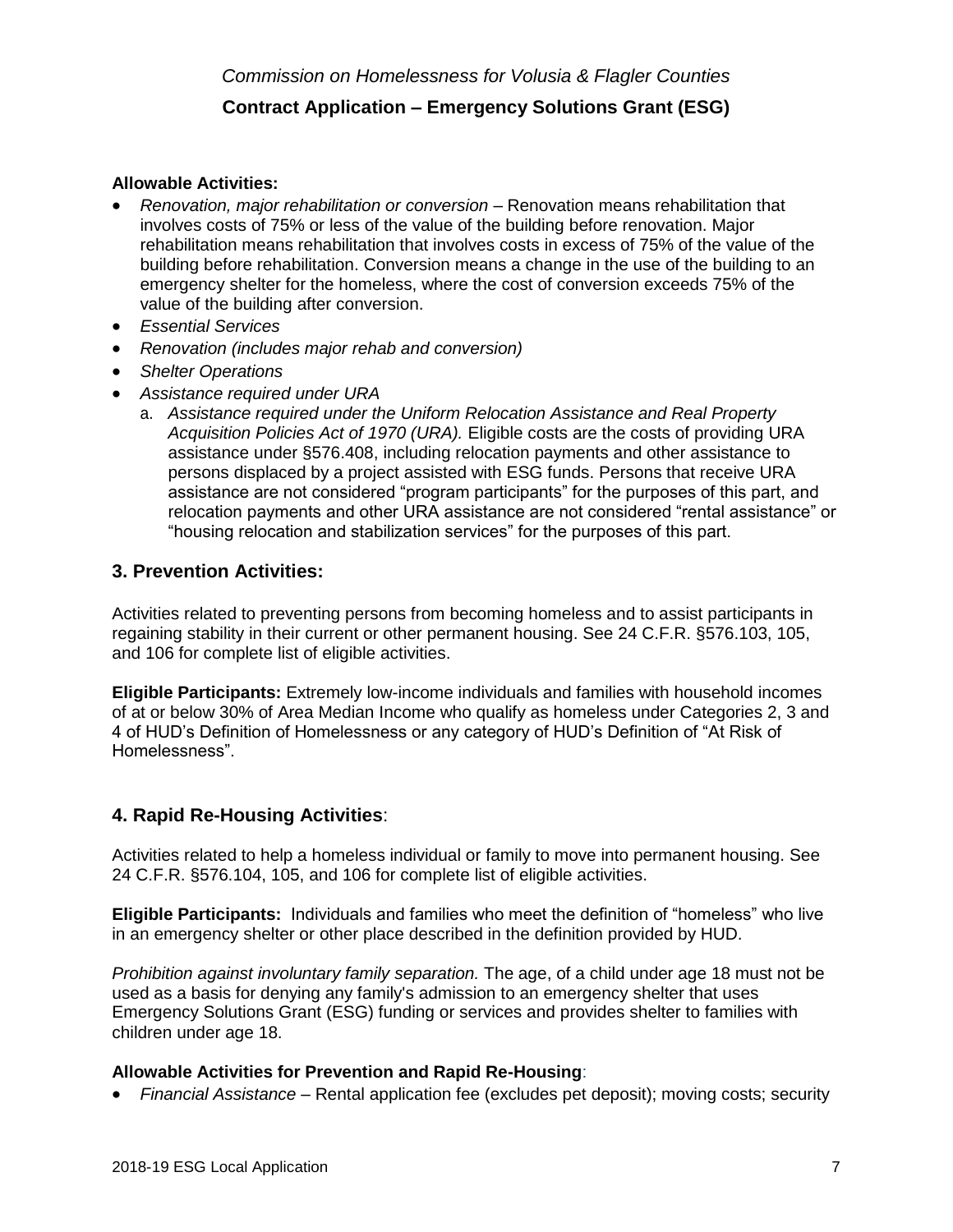**Allowable Activities:**

- *Renovation, major rehabilitation or conversion* – Renovation means rehabilitation that involves costs of 75% or less of the value of the building before renovation. Major rehabilitation means rehabilitation that involves costs in excess of 75% of the value of the building before rehabilitation. Conversion means a change in the use of the building to an emergency shelter for the homeless, where the cost of conversion exceeds 75% of the value of the building after conversion.
- *Essential Services*
- *Renovation (includes major rehab and conversion)*
- *Shelter Operations*
- *Assistance required under URA*
  a. *Assistance required under the Uniform Relocation Assistance and Real Property Acquisition Policies Act of 1970 (URA).* Eligible costs are the costs of providing URA assistance under §576.408, including relocation payments and other assistance to persons displaced by a project assisted with ESG funds. Persons that receive URA assistance are not considered "program participants" for the purposes of this part, and relocation payments and other URA assistance are not considered "rental assistance" or "housing relocation and stabilization services" for the purposes of this part.

## 3. Prevention Activities:

Activities related to preventing persons from becoming homeless and to assist participants in regaining stability in their current or other permanent housing. See 24 C.F.R. §576.103, 105, and 106 for complete list of eligible activities.

**Eligible Participants:** Extremely low-income individuals and families with household incomes of at or below 30% of Area Median Income who qualify as homeless under Categories 2, 3 and 4 of HUD's Definition of Homelessness or any category of HUD's Definition of "At Risk of Homelessness".

## 4. Rapid Re-Housing Activities:

Activities related to help a homeless individual or family to move into permanent housing. See 24 C.F.R. §576.104, 105, and 106 for complete list of eligible activities.

**Eligible Participants:** Individuals and families who meet the definition of "homeless" who live in an emergency shelter or other place described in the definition provided by HUD.

*Prohibition against involuntary family separation.* The age, of a child under age 18 must not be used as a basis for denying any family's admission to an emergency shelter that uses Emergency Solutions Grant (ESG) funding or services and provides shelter to families with children under age 18.

**Allowable Activities for Prevention and Rapid Re-Housing**:

- *Financial Assistance* – Rental application fee (excludes pet deposit); moving costs; security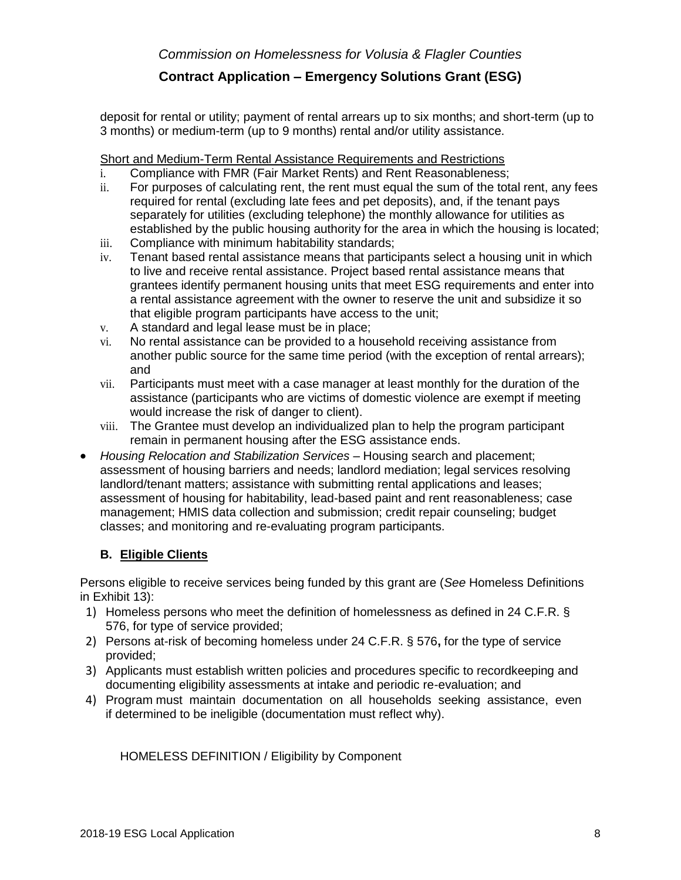deposit for rental or utility; payment of rental arrears up to six months; and short-term (up to 3 months) or medium-term (up to 9 months) rental and/or utility assistance.

Short and Medium-Term Rental Assistance Requirements and Restrictions

i. Compliance with FMR (Fair Market Rents) and Rent Reasonableness;
ii. For purposes of calculating rent, the rent must equal the sum of the total rent, any fees required for rental (excluding late fees and pet deposits), and, if the tenant pays separately for utilities (excluding telephone) the monthly allowance for utilities as established by the public housing authority for the area in which the housing is located;
iii. Compliance with minimum habitability standards;
iv. Tenant based rental assistance means that participants select a housing unit in which to live and receive rental assistance. Project based rental assistance means that grantees identify permanent housing units that meet ESG requirements and enter into a rental assistance agreement with the owner to reserve the unit and subsidize it so that eligible program participants have access to the unit;
v. A standard and legal lease must be in place;
vi. No rental assistance can be provided to a household receiving assistance from another public source for the same time period (with the exception of rental arrears); and
vii. Participants must meet with a case manager at least monthly for the duration of the assistance (participants who are victims of domestic violence are exempt if meeting would increase the risk of danger to client).
viii. The Grantee must develop an individualized plan to help the program participant remain in permanent housing after the ESG assistance ends.

- *Housing Relocation and Stabilization Services* – Housing search and placement; assessment of housing barriers and needs; landlord mediation; legal services resolving landlord/tenant matters; assistance with submitting rental applications and leases; assessment of housing for habitability, lead-based paint and rent reasonableness; case management; HMIS data collection and submission; credit repair counseling; budget classes; and monitoring and re-evaluating program participants.

### B. Eligible Clients

Persons eligible to receive services being funded by this grant are (*See* Homeless Definitions in Exhibit 13):

1) Homeless persons who meet the definition of homelessness as defined in 24 C.F.R. § 576, for type of service provided;
2) Persons at-risk of becoming homeless under 24 C.F.R. § 576**,** for the type of service provided;
3) Applicants must establish written policies and procedures specific to recordkeeping and documenting eligibility assessments at intake and periodic re-evaluation; and
4) Program must maintain documentation on all households seeking assistance, even if determined to be ineligible (documentation must reflect why).

HOMELESS DEFINITION / Eligibility by Component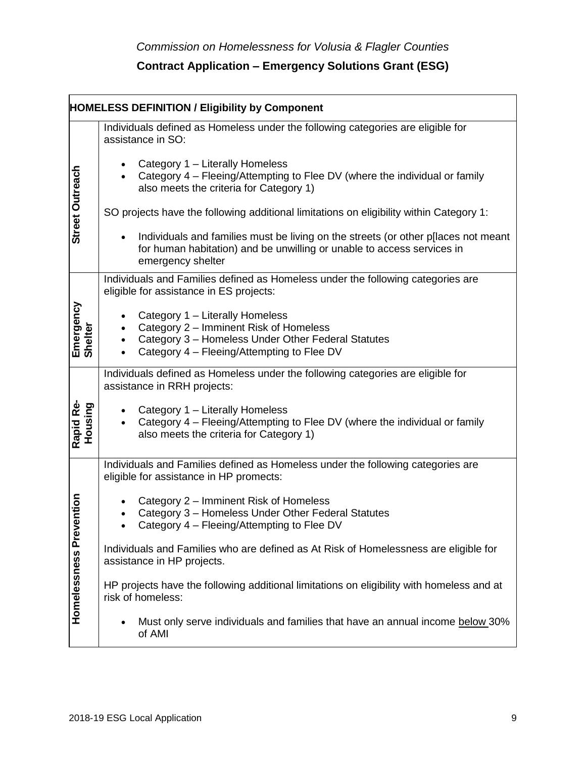*Commission on Homelessness for Volusia & Flagler Counties*

**Contract Application – Emergency Solutions Grant (ESG)**

| **HOMELESS DEFINITION / Eligibility by Component** | |
|---|---|
| **Street Outreach** | Individuals defined as Homeless under the following categories are eligible for assistance in SO:<br><br>• Category 1 – Literally Homeless<br>• Category 4 – Fleeing/Attempting to Flee DV (where the individual or family also meets the criteria for Category 1)<br><br>SO projects have the following additional limitations on eligibility within Category 1:<br><br>• Individuals and families must be living on the streets (or other p[laces not meant for human habitation) and be unwilling or unable to access services in emergency shelter |
| **Emergency Shelter** | Individuals and Families defined as Homeless under the following categories are eligible for assistance in ES projects:<br><br>• Category 1 – Literally Homeless<br>• Category 2 – Imminent Risk of Homeless<br>• Category 3 – Homeless Under Other Federal Statutes<br>• Category 4 – Fleeing/Attempting to Flee DV |
| **Rapid Re-Housing** | Individuals defined as Homeless under the following categories are eligible for assistance in RRH projects:<br><br>• Category 1 – Literally Homeless<br>• Category 4 – Fleeing/Attempting to Flee DV (where the individual or family also meets the criteria for Category 1) |
| **Homelessness Prevention** | Individuals and Families defined as Homeless under the following categories are eligible for assistance in HP promects:<br><br>• Category 2 – Imminent Risk of Homeless<br>• Category 3 – Homeless Under Other Federal Statutes<br>• Category 4 – Fleeing/Attempting to Flee DV<br><br>Individuals and Families who are defined as At Risk of Homelessness are eligible for assistance in HP projects.<br><br>HP projects have the following additional limitations on eligibility with homeless and at risk of homeless:<br><br>• Must only serve individuals and families that have an annual income <u>below</u> 30% of AMI |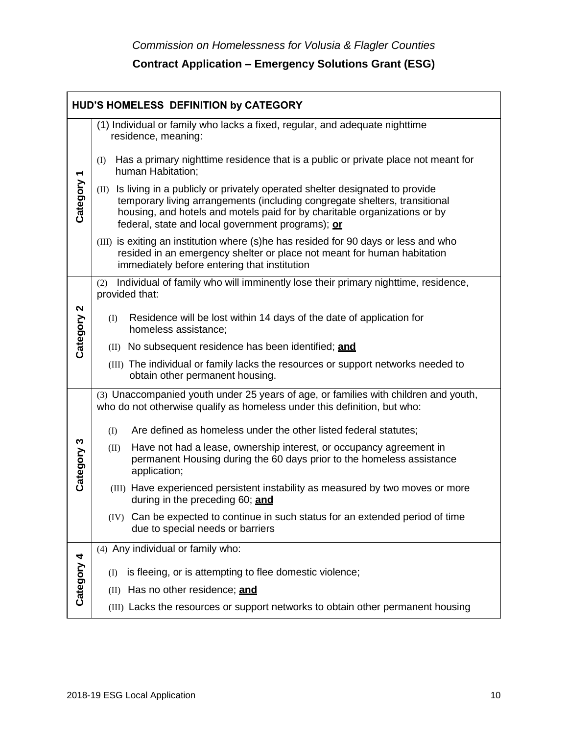*Commission on Homelessness for Volusia & Flagler Counties*

**Contract Application – Emergency Solutions Grant (ESG)**

| **HUD'S HOMELESS DEFINITION by CATEGORY** | |
|---|---|
| **Category 1** | (1) Individual or family who lacks a fixed, regular, and adequate nighttime residence, meaning:<br><br>(I) Has a primary nighttime residence that is a public or private place not meant for human Habitation;<br><br>(II) Is living in a publicly or privately operated shelter designated to provide temporary living arrangements (including congregate shelters, transitional housing, and hotels and motels paid for by charitable organizations or by federal, state and local government programs); **<u>or</u>**<br><br>(III) is exiting an institution where (s)he has resided for 90 days or less and who resided in an emergency shelter or place not meant for human habitation immediately before entering that institution |
| **Category 2** | (2) Individual of family who will imminently lose their primary nighttime, residence, provided that:<br><br>(I) Residence will be lost within 14 days of the date of application for homeless assistance;<br><br>(II) No subsequent residence has been identified; **<u>and</u>**<br><br>(III) The individual or family lacks the resources or support networks needed to obtain other permanent housing. |
| **Category 3** | (3) Unaccompanied youth under 25 years of age, or families with children and youth, who do not otherwise qualify as homeless under this definition, but who:<br><br>(I) Are defined as homeless under the other listed federal statutes;<br><br>(II) Have not had a lease, ownership interest, or occupancy agreement in permanent Housing during the 60 days prior to the homeless assistance application;<br><br>(III) Have experienced persistent instability as measured by two moves or more during in the preceding 60; **<u>and</u>**<br><br>(IV) Can be expected to continue in such status for an extended period of time due to special needs or barriers |
| **Category 4** | (4) Any individual or family who:<br><br>(I) is fleeing, or is attempting to flee domestic violence;<br><br>(II) Has no other residence; **<u>and</u>**<br><br>(III) Lacks the resources or support networks to obtain other permanent housing |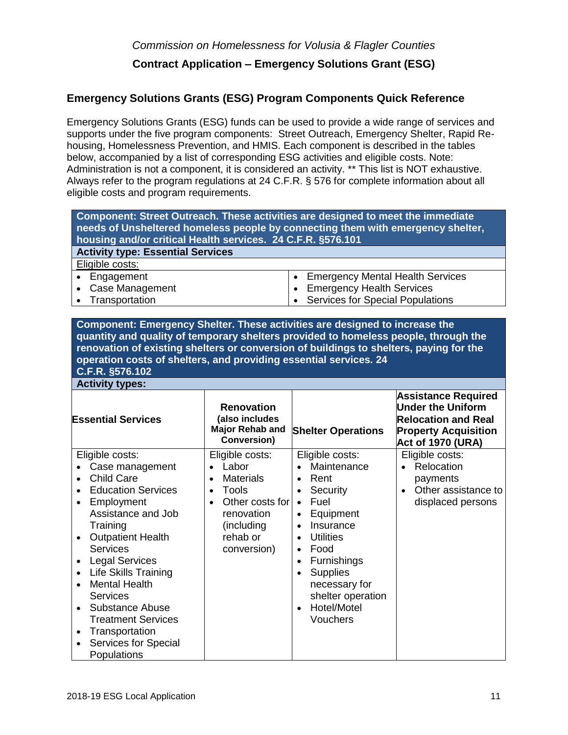*Commission on Homelessness for Volusia & Flagler Counties*

**Contract Application – Emergency Solutions Grant (ESG)**

## Emergency Solutions Grants (ESG) Program Components Quick Reference

Emergency Solutions Grants (ESG) funds can be used to provide a wide range of services and supports under the five program components: Street Outreach, Emergency Shelter, Rapid Re-housing, Homelessness Prevention, and HMIS. Each component is described in the tables below, accompanied by a list of corresponding ESG activities and eligible costs. Note: Administration is not a component, it is considered an activity. ** This list is NOT exhaustive. Always refer to the program regulations at 24 C.F.R. § 576 for complete information about all eligible costs and program requirements.

| **Component: Street Outreach. These activities are designed to meet the immediate needs of Unsheltered homeless people by connecting them with emergency shelter, housing and/or critical Health services. 24 C.F.R. §576.101** | |
|---|---|
| **Activity type: Essential Services** | |
| Eligible costs: | |
| • Engagement<br>• Case Management<br>• Transportation | • Emergency Mental Health Services<br>• Emergency Health Services<br>• Services for Special Populations |

| **Component: Emergency Shelter. These activities are designed to increase the quantity and quality of temporary shelters provided to homeless people, through the renovation of existing shelters or conversion of buildings to shelters, paying for the operation costs of shelters, and providing essential services. 24 C.F.R. §576.102** | | | |
|---|---|---|---|
| **Activity types:** | | | |
| **Essential Services** | **Renovation (also includes Major Rehab and Conversion)** | **Shelter Operations** | **Assistance Required Under the Uniform Relocation and Real Property Acquisition Act of 1970 (URA)** |
| Eligible costs:<br>• Case management<br>• Child Care<br>• Education Services<br>• Employment Assistance and Job Training<br>• Outpatient Health Services<br>• Legal Services<br>• Life Skills Training<br>• Mental Health Services<br>• Substance Abuse Treatment Services<br>• Transportation<br>• Services for Special Populations | Eligible costs:<br>• Labor<br>• Materials<br>• Tools<br>• Other costs for renovation (including rehab or conversion) | Eligible costs:<br>• Maintenance<br>• Rent<br>• Security<br>• Fuel<br>• Equipment<br>• Insurance<br>• Utilities<br>• Food<br>• Furnishings<br>• Supplies necessary for shelter operation<br>• Hotel/Motel Vouchers | Eligible costs:<br>• Relocation payments<br>• Other assistance to displaced persons |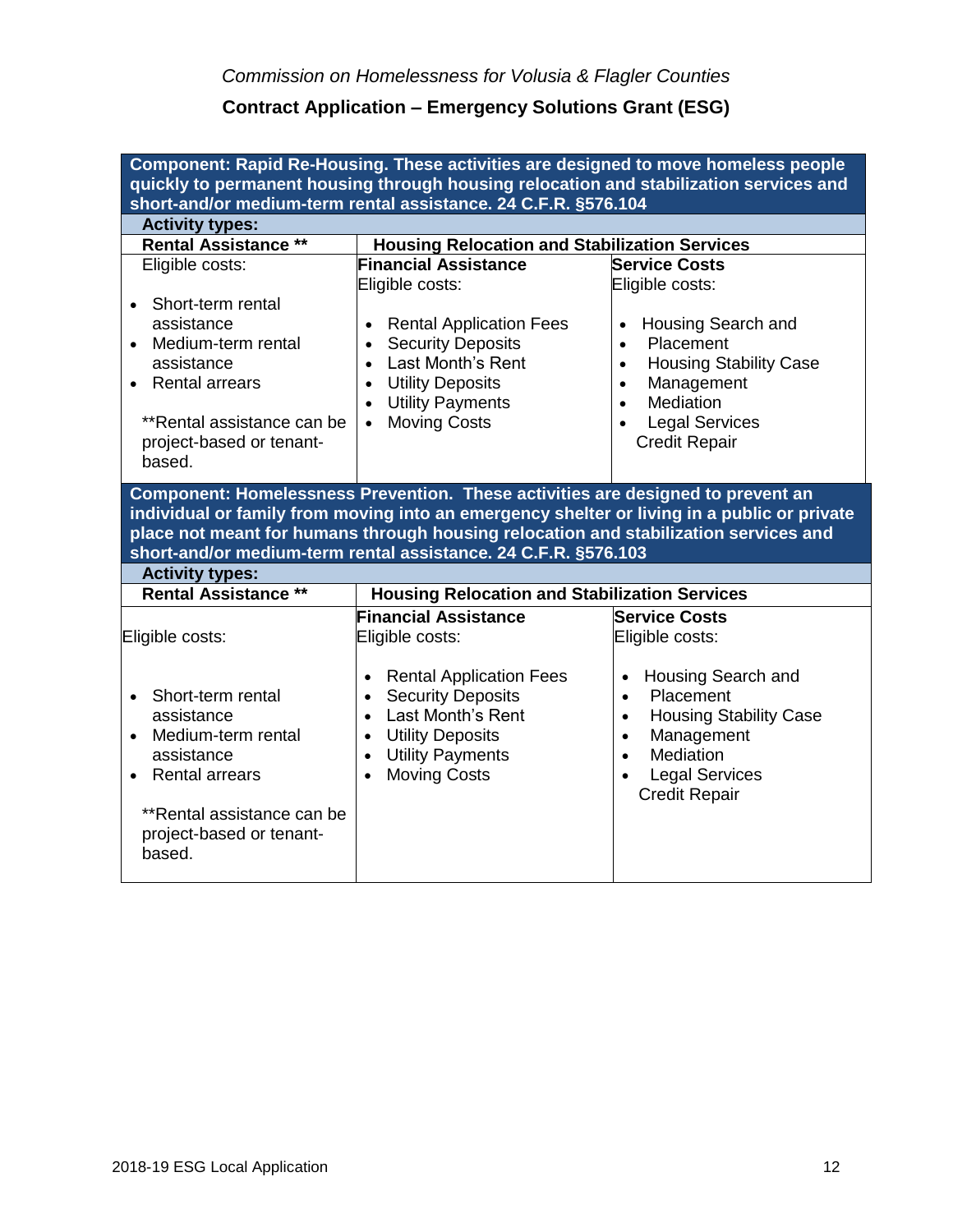*Commission on Homelessness for Volusia & Flagler Counties*

**Contract Application – Emergency Solutions Grant (ESG)**

| **Component: Rapid Re-Housing. These activities are designed to move homeless people quickly to permanent housing through housing relocation and stabilization services and short-and/or medium-term rental assistance. 24 C.F.R. §576.104** | | |
|---|---|---|
| **Activity types:** | | |
| **Rental Assistance \*\*** | **Housing Relocation and Stabilization Services** | |
| Eligible costs:<br><br>• Short-term rental assistance<br>• Medium-term rental assistance<br>• Rental arrears<br><br>\*\*Rental assistance can be project-based or tenant-based. | **Financial Assistance**<br>Eligible costs:<br><br>• Rental Application Fees<br>• Security Deposits<br>• Last Month's Rent<br>• Utility Deposits<br>• Utility Payments<br>• Moving Costs | **Service Costs**<br>Eligible costs:<br><br>• Housing Search and<br>• Placement<br>• Housing Stability Case<br>• Management<br>• Mediation<br>• Legal Services<br>Credit Repair |
| **Component: Homelessness Prevention. These activities are designed to prevent an individual or family from moving into an emergency shelter or living in a public or private place not meant for humans through housing relocation and stabilization services and short-and/or medium-term rental assistance. 24 C.F.R. §576.103** | | |
| **Activity types:** | | |
| **Rental Assistance \*\*** | **Housing Relocation and Stabilization Services** | |
| Eligible costs:<br><br>• Short-term rental assistance<br>• Medium-term rental assistance<br>• Rental arrears<br><br>\*\*Rental assistance can be project-based or tenant-based. | **Financial Assistance**<br>Eligible costs:<br><br>• Rental Application Fees<br>• Security Deposits<br>• Last Month's Rent<br>• Utility Deposits<br>• Utility Payments<br>• Moving Costs | **Service Costs**<br>Eligible costs:<br><br>• Housing Search and<br>• Placement<br>• Housing Stability Case<br>• Management<br>• Mediation<br>• Legal Services<br>Credit Repair |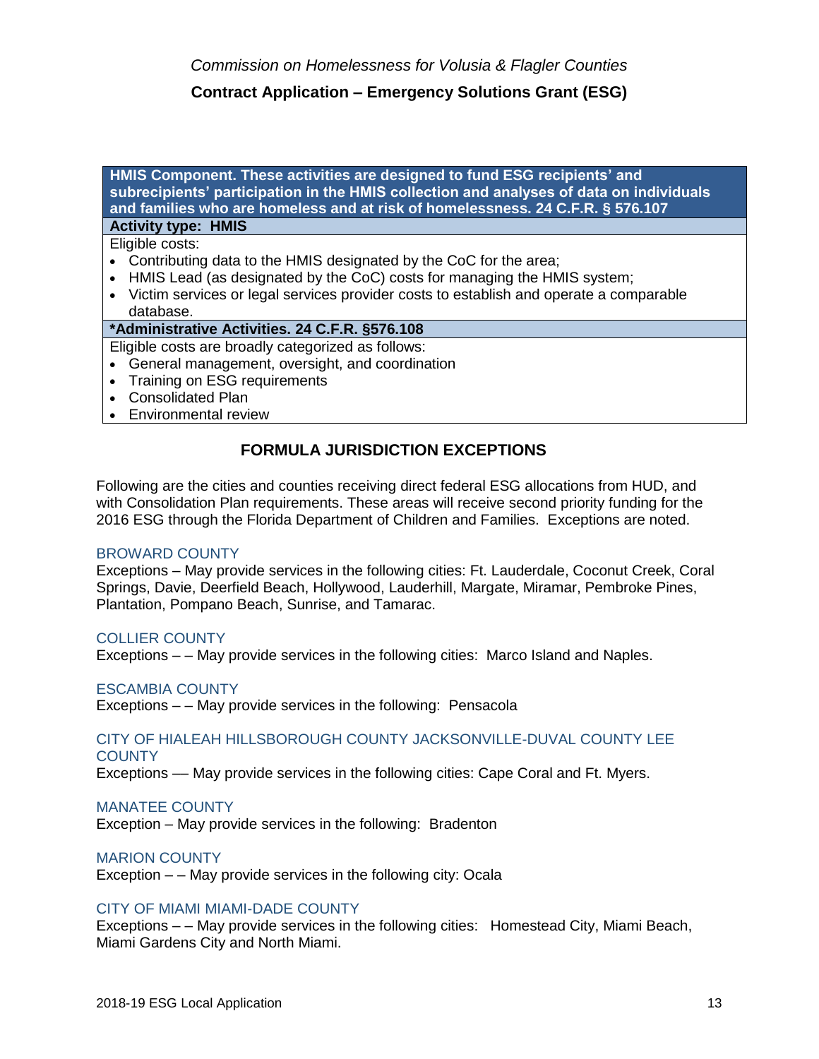*Commission on Homelessness for Volusia & Flagler Counties*

**Contract Application – Emergency Solutions Grant (ESG)**

| **HMIS Component. These activities are designed to fund ESG recipients' and subrecipients' participation in the HMIS collection and analyses of data on individuals and families who are homeless and at risk of homelessness. 24 C.F.R. § 576.107** |
|---|
| **Activity type: HMIS** |
| Eligible costs:<br>• Contributing data to the HMIS designated by the CoC for the area;<br>• HMIS Lead (as designated by the CoC) costs for managing the HMIS system;<br>• Victim services or legal services provider costs to establish and operate a comparable database. |
| **\*Administrative Activities. 24 C.F.R. §576.108** |
| Eligible costs are broadly categorized as follows:<br>• General management, oversight, and coordination<br>• Training on ESG requirements<br>• Consolidated Plan<br>• Environmental review |

## FORMULA JURISDICTION EXCEPTIONS

Following are the cities and counties receiving direct federal ESG allocations from HUD, and with Consolidation Plan requirements. These areas will receive second priority funding for the 2016 ESG through the Florida Department of Children and Families. Exceptions are noted.

### BROWARD COUNTY

Exceptions – May provide services in the following cities: Ft. Lauderdale, Coconut Creek, Coral Springs, Davie, Deerfield Beach, Hollywood, Lauderhill, Margate, Miramar, Pembroke Pines, Plantation, Pompano Beach, Sunrise, and Tamarac.

### COLLIER COUNTY

Exceptions – – May provide services in the following cities: Marco Island and Naples.

### ESCAMBIA COUNTY

Exceptions – – May provide services in the following: Pensacola

### CITY OF HIALEAH HILLSBOROUGH COUNTY JACKSONVILLE-DUVAL COUNTY LEE COUNTY

Exceptions –– May provide services in the following cities: Cape Coral and Ft. Myers.

### MANATEE COUNTY

Exception – May provide services in the following: Bradenton

### MARION COUNTY

Exception – – May provide services in the following city: Ocala

### CITY OF MIAMI MIAMI-DADE COUNTY

Exceptions – – May provide services in the following cities: Homestead City, Miami Beach, Miami Gardens City and North Miami.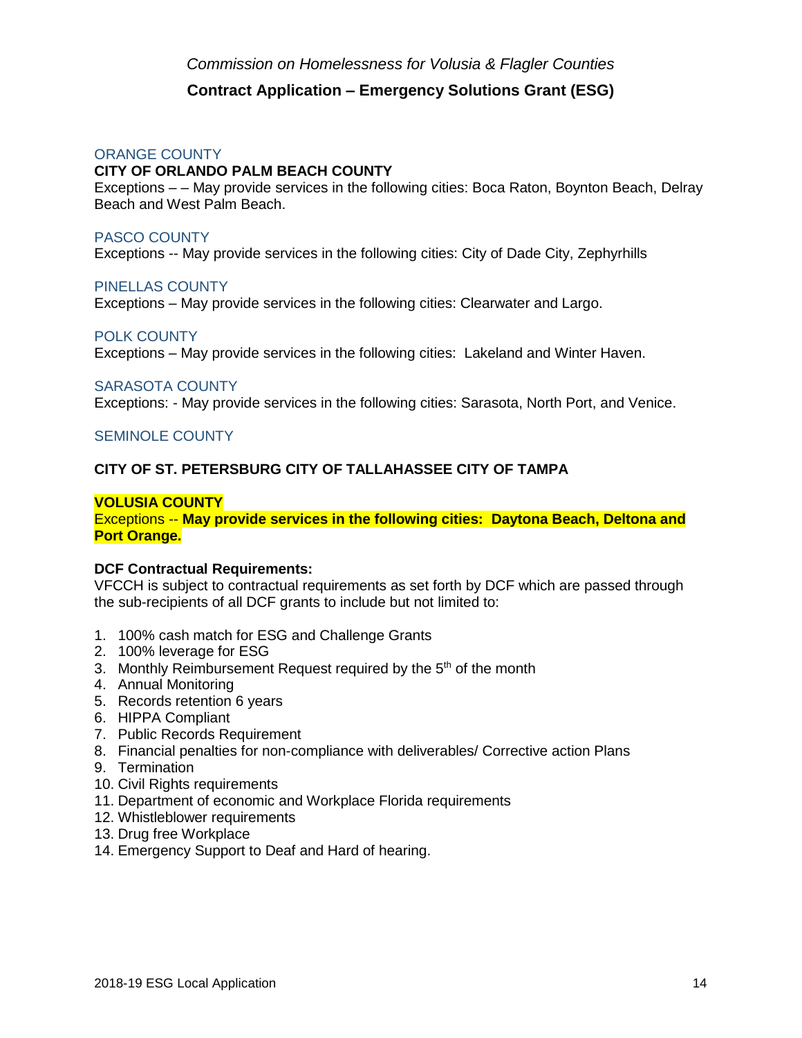*Commission on Homelessness for Volusia & Flagler Counties*

**Contract Application – Emergency Solutions Grant (ESG)**

ORANGE COUNTY

**CITY OF ORLANDO PALM BEACH COUNTY**

Exceptions – – May provide services in the following cities: Boca Raton, Boynton Beach, Delray Beach and West Palm Beach.

PASCO COUNTY

Exceptions -- May provide services in the following cities: City of Dade City, Zephyrhills

PINELLAS COUNTY

Exceptions – May provide services in the following cities: Clearwater and Largo.

POLK COUNTY

Exceptions – May provide services in the following cities: Lakeland and Winter Haven.

SARASOTA COUNTY

Exceptions: - May provide services in the following cities: Sarasota, North Port, and Venice.

SEMINOLE COUNTY

**CITY OF ST. PETERSBURG CITY OF TALLAHASSEE CITY OF TAMPA**

**VOLUSIA COUNTY**

Exceptions -- **May provide services in the following cities: Daytona Beach, Deltona and Port Orange.**

**DCF Contractual Requirements:**

VFCCH is subject to contractual requirements as set forth by DCF which are passed through the sub-recipients of all DCF grants to include but not limited to:

1. 100% cash match for ESG and Challenge Grants
2. 100% leverage for ESG
3. Monthly Reimbursement Request required by the 5th of the month
4. Annual Monitoring
5. Records retention 6 years
6. HIPPA Compliant
7. Public Records Requirement
8. Financial penalties for non-compliance with deliverables/ Corrective action Plans
9. Termination
10. Civil Rights requirements
11. Department of economic and Workplace Florida requirements
12. Whistleblower requirements
13. Drug free Workplace
14. Emergency Support to Deaf and Hard of hearing.